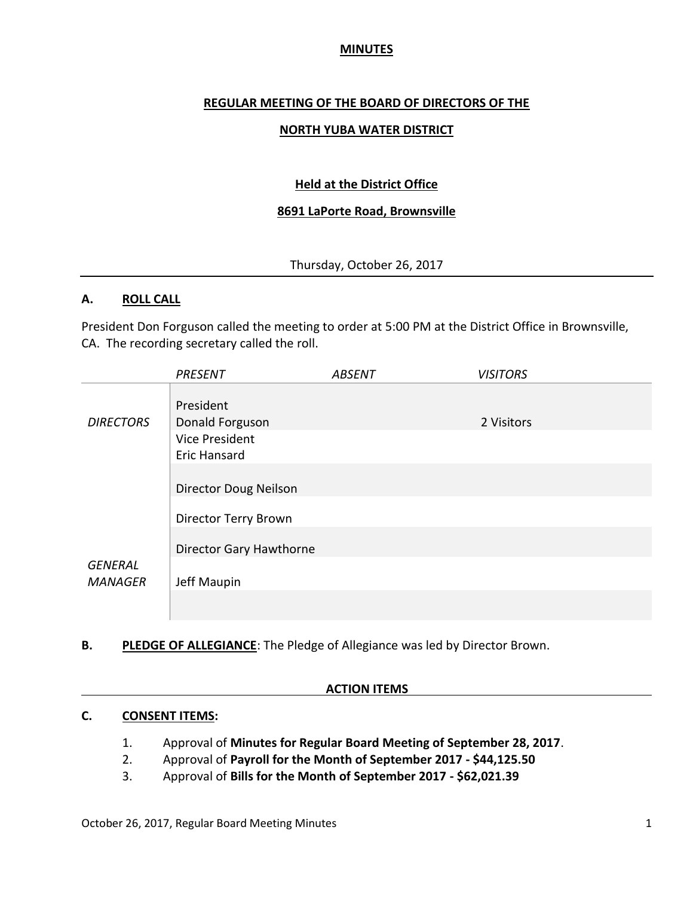**MINUTES**

**REGULAR MEETING OF THE BOARD OF DIRECTORS OF THE**

**NORTH YUBA WATER DISTRICT**

**Held at the District Office**

**8691 LaPorte Road, Brownsville**

Thursday, October 26, 2017

## A. ROLL CALL

President Don Forguson called the meeting to order at 5:00 PM at the District Office in Brownsville, CA. The recording secretary called the roll.

| | *PRESENT* | *ABSENT* | *VISITORS* |
|---|---|---|---|
| *DIRECTORS* | President Donald Forguson | | 2 Visitors |
| | Vice President Eric Hansard | | |
| | Director Doug Neilson | | |
| | Director Terry Brown | | |
| | Director Gary Hawthorne | | |
| *GENERAL MANAGER* | Jeff Maupin | | |

## B. PLEDGE OF ALLEGIANCE: The Pledge of Allegiance was led by Director Brown.

**ACTION ITEMS**

## C. CONSENT ITEMS:

1. Approval of **Minutes for Regular Board Meeting of September 28, 2017**.
2. Approval of **Payroll for the Month of September 2017 - $44,125.50**
3. Approval of **Bills for the Month of September 2017 - $62,021.39**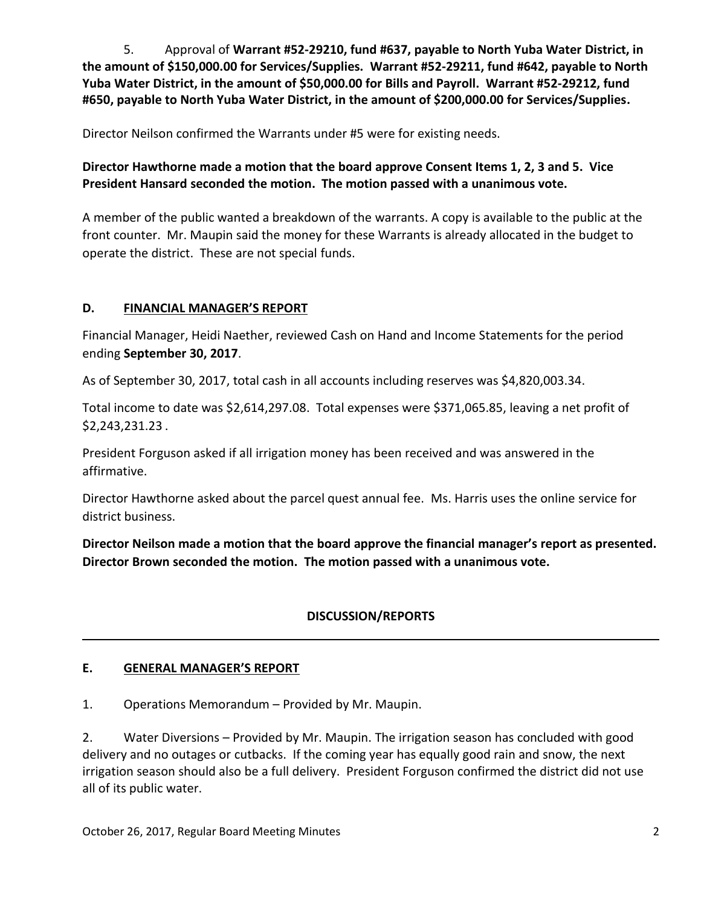5. Approval of **Warrant #52-29210, fund #637, payable to North Yuba Water District, in the amount of $150,000.00 for Services/Supplies. Warrant #52-29211, fund #642, payable to North Yuba Water District, in the amount of $50,000.00 for Bills and Payroll. Warrant #52-29212, fund #650, payable to North Yuba Water District, in the amount of $200,000.00 for Services/Supplies.**

Director Neilson confirmed the Warrants under #5 were for existing needs.

**Director Hawthorne made a motion that the board approve Consent Items 1, 2, 3 and 5. Vice President Hansard seconded the motion. The motion passed with a unanimous vote.**

A member of the public wanted a breakdown of the warrants. A copy is available to the public at the front counter. Mr. Maupin said the money for these Warrants is already allocated in the budget to operate the district. These are not special funds.

## D. FINANCIAL MANAGER'S REPORT

Financial Manager, Heidi Naether, reviewed Cash on Hand and Income Statements for the period ending **September 30, 2017**.

As of September 30, 2017, total cash in all accounts including reserves was $4,820,003.34.

Total income to date was $2,614,297.08. Total expenses were $371,065.85, leaving a net profit of $2,243,231.23 .

President Forguson asked if all irrigation money has been received and was answered in the affirmative.

Director Hawthorne asked about the parcel quest annual fee. Ms. Harris uses the online service for district business.

**Director Neilson made a motion that the board approve the financial manager's report as presented. Director Brown seconded the motion. The motion passed with a unanimous vote.**

## DISCUSSION/REPORTS

---

## E. GENERAL MANAGER'S REPORT

1. Operations Memorandum – Provided by Mr. Maupin.

2. Water Diversions – Provided by Mr. Maupin. The irrigation season has concluded with good delivery and no outages or cutbacks. If the coming year has equally good rain and snow, the next irrigation season should also be a full delivery. President Forguson confirmed the district did not use all of its public water.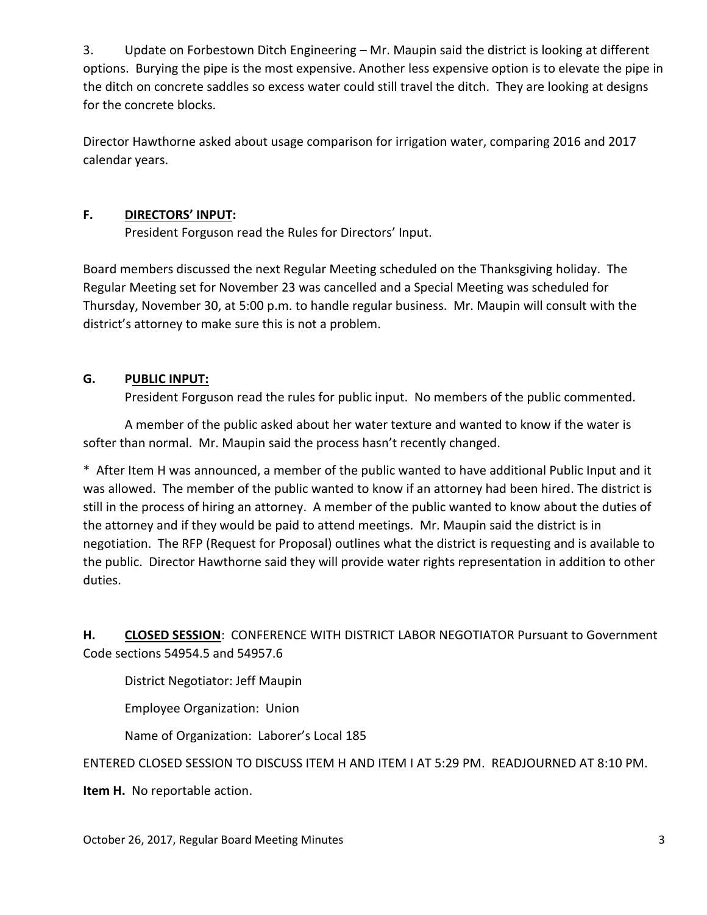3. Update on Forbestown Ditch Engineering – Mr. Maupin said the district is looking at different options. Burying the pipe is the most expensive. Another less expensive option is to elevate the pipe in the ditch on concrete saddles so excess water could still travel the ditch. They are looking at designs for the concrete blocks.

Director Hawthorne asked about usage comparison for irrigation water, comparing 2016 and 2017 calendar years.

## F. DIRECTORS' INPUT:

President Forguson read the Rules for Directors' Input.

Board members discussed the next Regular Meeting scheduled on the Thanksgiving holiday. The Regular Meeting set for November 23 was cancelled and a Special Meeting was scheduled for Thursday, November 30, at 5:00 p.m. to handle regular business. Mr. Maupin will consult with the district's attorney to make sure this is not a problem.

## G. PUBLIC INPUT:

President Forguson read the rules for public input. No members of the public commented.

A member of the public asked about her water texture and wanted to know if the water is softer than normal. Mr. Maupin said the process hasn't recently changed.

* After Item H was announced, a member of the public wanted to have additional Public Input and it was allowed. The member of the public wanted to know if an attorney had been hired. The district is still in the process of hiring an attorney. A member of the public wanted to know about the duties of the attorney and if they would be paid to attend meetings. Mr. Maupin said the district is in negotiation. The RFP (Request for Proposal) outlines what the district is requesting and is available to the public. Director Hawthorne said they will provide water rights representation in addition to other duties.

## H. CLOSED SESSION: CONFERENCE WITH DISTRICT LABOR NEGOTIATOR Pursuant to Government Code sections 54954.5 and 54957.6

District Negotiator: Jeff Maupin

Employee Organization: Union

Name of Organization: Laborer's Local 185

ENTERED CLOSED SESSION TO DISCUSS ITEM H AND ITEM I AT 5:29 PM. READJOURNED AT 8:10 PM.

**Item H.** No reportable action.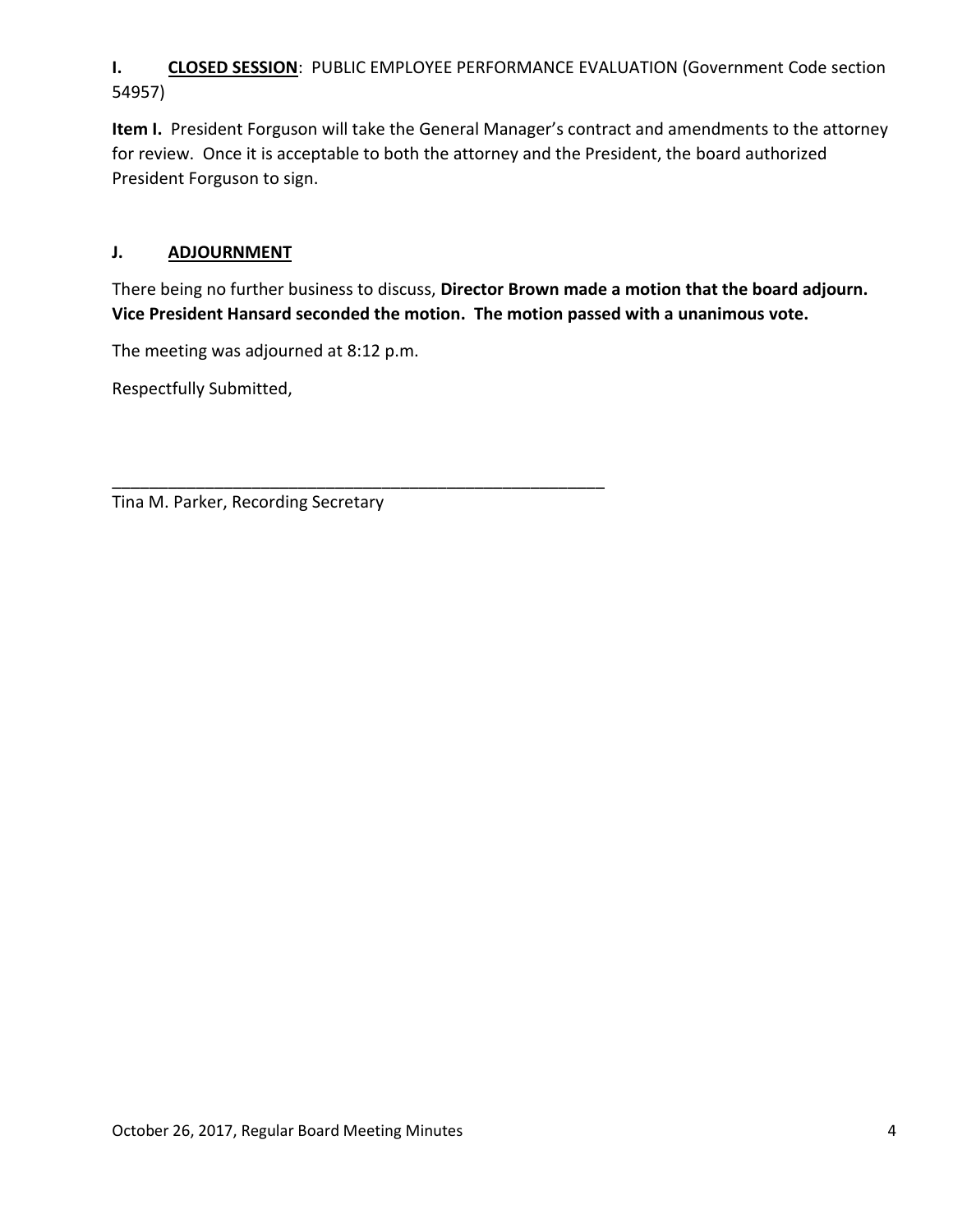**I. <u>CLOSED SESSION</u>**: PUBLIC EMPLOYEE PERFORMANCE EVALUATION (Government Code section 54957)

**Item I.** President Forguson will take the General Manager's contract and amendments to the attorney for review. Once it is acceptable to both the attorney and the President, the board authorized President Forguson to sign.

**J. <u>ADJOURNMENT</u>**

There being no further business to discuss, **Director Brown made a motion that the board adjourn. Vice President Hansard seconded the motion. The motion passed with a unanimous vote.**

The meeting was adjourned at 8:12 p.m.

Respectfully Submitted,

\_\_\_\_\_\_\_\_\_\_\_\_\_\_\_\_\_\_\_\_\_\_\_\_\_\_\_\_\_\_\_\_\_\_\_\_\_\_\_\_\_\_\_\_\_\_\_\_\_\_\_\_\_\_

Tina M. Parker, Recording Secretary